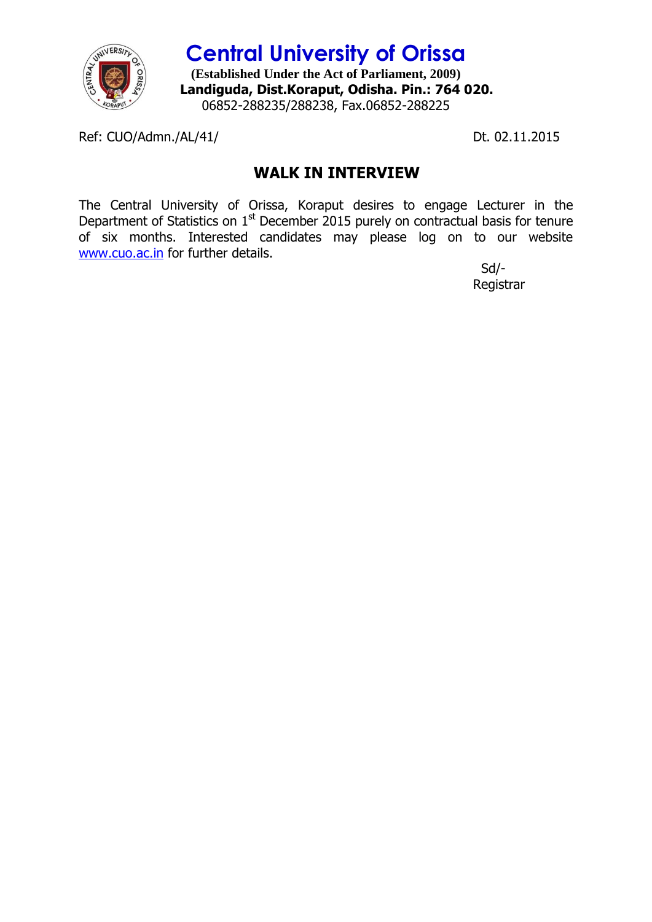# Central University of Orissa

**(Established Under the Act of Parliament, 2009)**
**Landiguda, Dist.Koraput, Odisha. Pin.: 764 020.**
06852-288235/288238, Fax.06852-288225

Ref: CUO/Admn./AL/41/ Dt. 02.11.2015

## WALK IN INTERVIEW

The Central University of Orissa, Koraput desires to engage Lecturer in the Department of Statistics on 1st December 2015 purely on contractual basis for tenure of six months. Interested candidates may please log on to our website www.cuo.ac.in for further details.

Sd/-
Registrar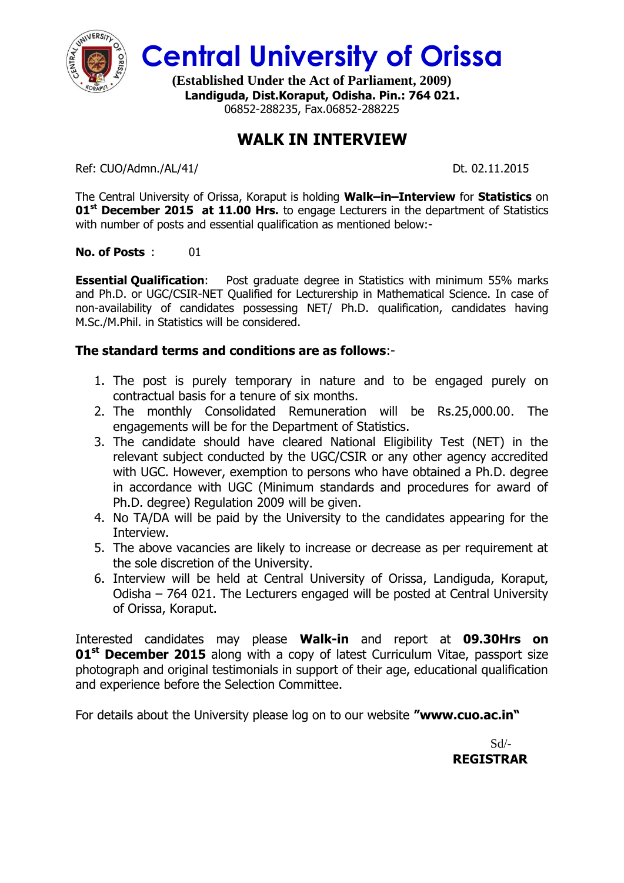# Central University of Orissa

**(Established Under the Act of Parliament, 2009)**
**Landiguda, Dist.Koraput, Odisha. Pin.: 764 021.**
06852-288235, Fax.06852-288225

## WALK IN INTERVIEW

Ref: CUO/Admn./AL/41/ Dt. 02.11.2015

The Central University of Orissa, Koraput is holding **Walk–in–Interview** for **Statistics** on **01st December 2015 at 11.00 Hrs.** to engage Lecturers in the department of Statistics with number of posts and essential qualification as mentioned below:-

**No. of Posts** : 01

**Essential Qualification**: Post graduate degree in Statistics with minimum 55% marks and Ph.D. or UGC/CSIR-NET Qualified for Lecturership in Mathematical Science. In case of non-availability of candidates possessing NET/ Ph.D. qualification, candidates having M.Sc./M.Phil. in Statistics will be considered.

**The standard terms and conditions are as follows**:-

1. The post is purely temporary in nature and to be engaged purely on contractual basis for a tenure of six months.
2. The monthly Consolidated Remuneration will be Rs.25,000.00. The engagements will be for the Department of Statistics.
3. The candidate should have cleared National Eligibility Test (NET) in the relevant subject conducted by the UGC/CSIR or any other agency accredited with UGC. However, exemption to persons who have obtained a Ph.D. degree in accordance with UGC (Minimum standards and procedures for award of Ph.D. degree) Regulation 2009 will be given.
4. No TA/DA will be paid by the University to the candidates appearing for the Interview.
5. The above vacancies are likely to increase or decrease as per requirement at the sole discretion of the University.
6. Interview will be held at Central University of Orissa, Landiguda, Koraput, Odisha – 764 021. The Lecturers engaged will be posted at Central University of Orissa, Koraput.

Interested candidates may please **Walk-in** and report at **09.30Hrs on 01st December 2015** along with a copy of latest Curriculum Vitae, passport size photograph and original testimonials in support of their age, educational qualification and experience before the Selection Committee.

For details about the University please log on to our website **"www.cuo.ac.in"**

Sd/-
**REGISTRAR**